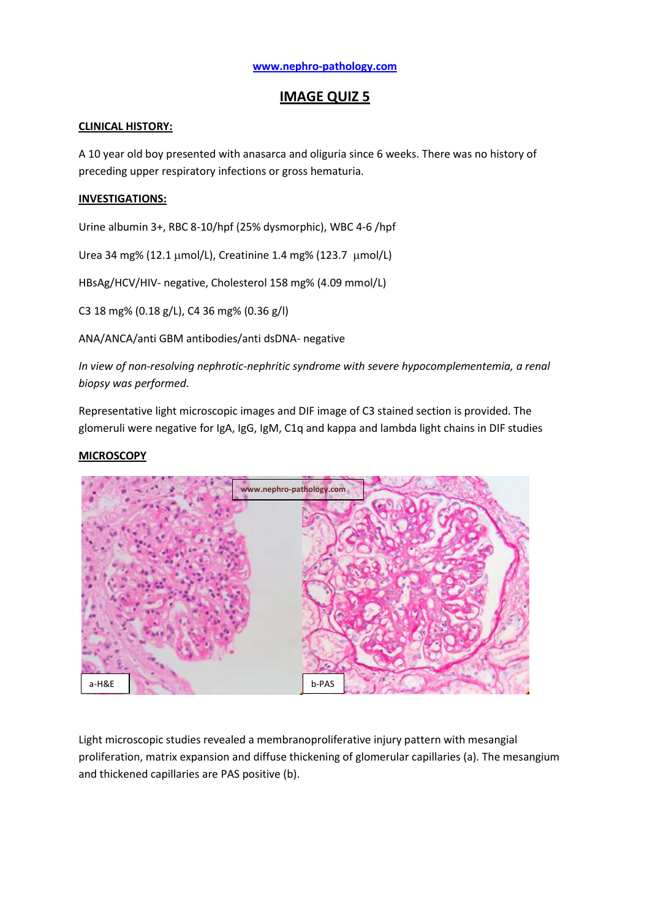[www.nephro-pathology.com](http://www.nephro-pathology.com)

# IMAGE QUIZ 5

## CLINICAL HISTORY:

A 10 year old boy presented with anasarca and oliguria since 6 weeks. There was no history of preceding upper respiratory infections or gross hematuria.

## INVESTIGATIONS:

Urine albumin 3+, RBC 8-10/hpf (25% dysmorphic), WBC 4-6 /hpf

Urea 34 mg% (12.1 μmol/L), Creatinine 1.4 mg% (123.7 μmol/L)

HBsAg/HCV/HIV- negative, Cholesterol 158 mg% (4.09 mmol/L)

C3 18 mg% (0.18 g/L), C4 36 mg% (0.36 g/l)

ANA/ANCA/anti GBM antibodies/anti dsDNA- negative

*In view of non-resolving nephrotic-nephritic syndrome with severe hypocomplementemia, a renal biopsy was performed.*

Representative light microscopic images and DIF image of C3 stained section is provided. The glomeruli were negative for IgA, IgG, IgM, C1q and kappa and lambda light chains in DIF studies

## MICROSCOPY

a-H&E b-PAS

Light microscopic studies revealed a membranoproliferative injury pattern with mesangial proliferation, matrix expansion and diffuse thickening of glomerular capillaries (a). The mesangium and thickened capillaries are PAS positive (b).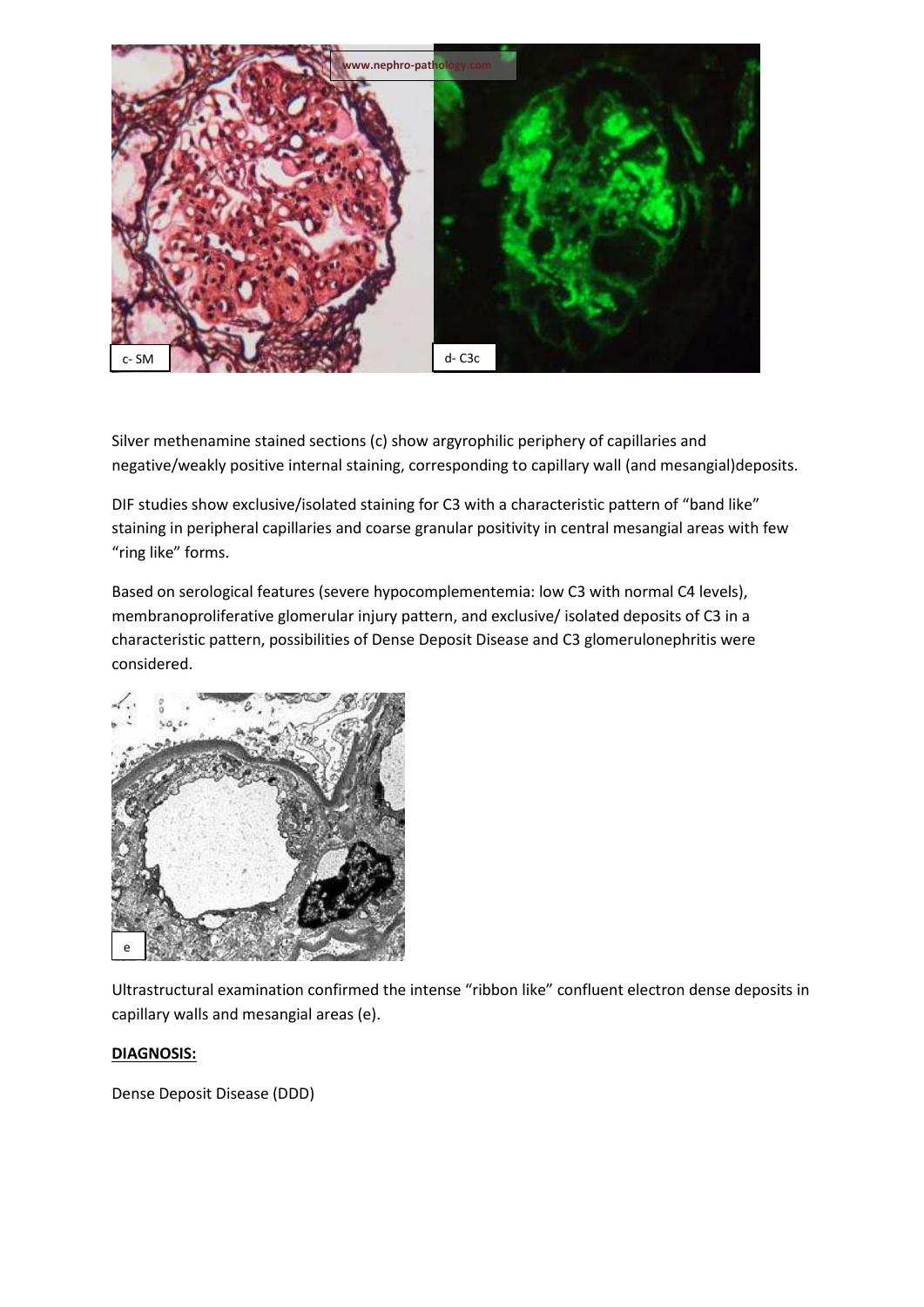Silver methenamine stained sections (c) show argyrophilic periphery of capillaries and negative/weakly positive internal staining, corresponding to capillary wall (and mesangial)deposits.

DIF studies show exclusive/isolated staining for C3 with a characteristic pattern of "band like" staining in peripheral capillaries and coarse granular positivity in central mesangial areas with few "ring like" forms.

Based on serological features (severe hypocomplementemia: low C3 with normal C4 levels), membranoproliferative glomerular injury pattern, and exclusive/ isolated deposits of C3 in a characteristic pattern, possibilities of Dense Deposit Disease and C3 glomerulonephritis were considered.

Ultrastructural examination confirmed the intense "ribbon like" confluent electron dense deposits in capillary walls and mesangial areas (e).

**DIAGNOSIS:**

Dense Deposit Disease (DDD)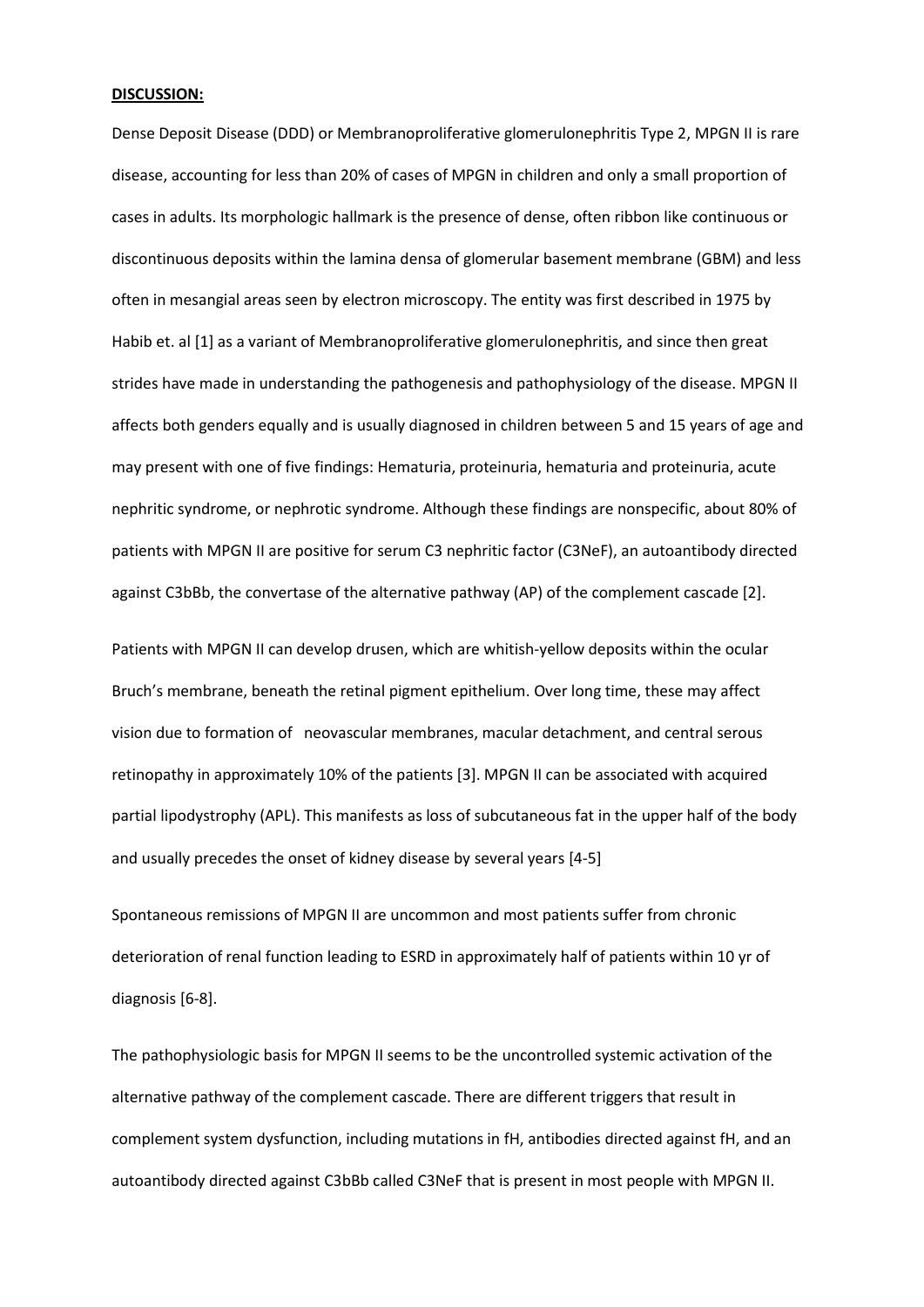**DISCUSSION:**

Dense Deposit Disease (DDD) or Membranoproliferative glomerulonephritis Type 2, MPGN II is rare disease, accounting for less than 20% of cases of MPGN in children and only a small proportion of cases in adults. Its morphologic hallmark is the presence of dense, often ribbon like continuous or discontinuous deposits within the lamina densa of glomerular basement membrane (GBM) and less often in mesangial areas seen by electron microscopy. The entity was first described in 1975 by Habib et. al [1] as a variant of Membranoproliferative glomerulonephritis, and since then great strides have made in understanding the pathogenesis and pathophysiology of the disease. MPGN II affects both genders equally and is usually diagnosed in children between 5 and 15 years of age and may present with one of five findings: Hematuria, proteinuria, hematuria and proteinuria, acute nephritic syndrome, or nephrotic syndrome. Although these findings are nonspecific, about 80% of patients with MPGN II are positive for serum C3 nephritic factor (C3NeF), an autoantibody directed against C3bBb, the convertase of the alternative pathway (AP) of the complement cascade [2].

Patients with MPGN II can develop drusen, which are whitish-yellow deposits within the ocular Bruch's membrane, beneath the retinal pigment epithelium. Over long time, these may affect vision due to formation of neovascular membranes, macular detachment, and central serous retinopathy in approximately 10% of the patients [3]. MPGN II can be associated with acquired partial lipodystrophy (APL). This manifests as loss of subcutaneous fat in the upper half of the body and usually precedes the onset of kidney disease by several years [4-5]

Spontaneous remissions of MPGN II are uncommon and most patients suffer from chronic deterioration of renal function leading to ESRD in approximately half of patients within 10 yr of diagnosis [6-8].

The pathophysiologic basis for MPGN II seems to be the uncontrolled systemic activation of the alternative pathway of the complement cascade. There are different triggers that result in complement system dysfunction, including mutations in fH, antibodies directed against fH, and an autoantibody directed against C3bBb called C3NeF that is present in most people with MPGN II.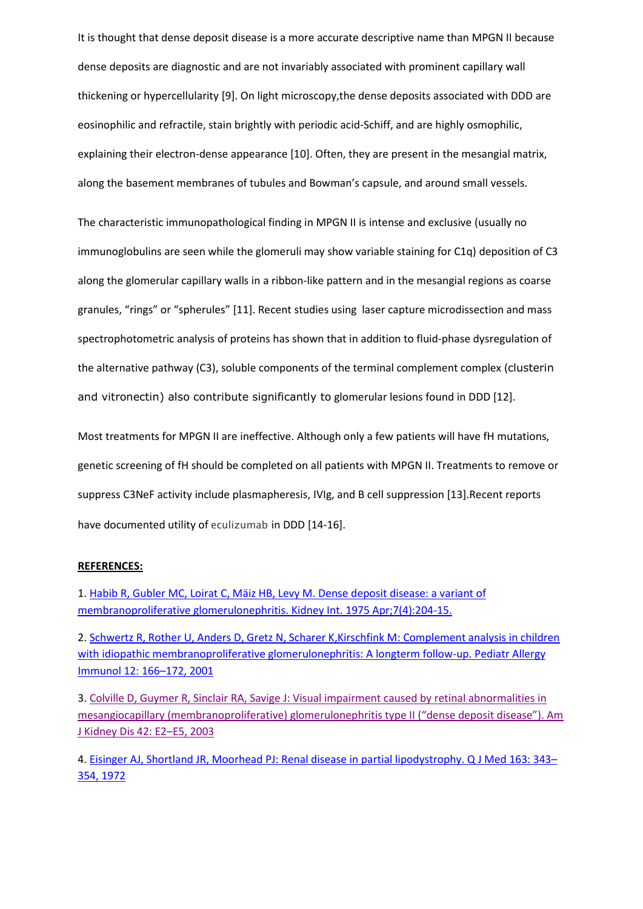It is thought that dense deposit disease is a more accurate descriptive name than MPGN II because dense deposits are diagnostic and are not invariably associated with prominent capillary wall thickening or hypercellularity [9]. On light microscopy,the dense deposits associated with DDD are eosinophilic and refractile, stain brightly with periodic acid-Schiff, and are highly osmophilic, explaining their electron-dense appearance [10]. Often, they are present in the mesangial matrix, along the basement membranes of tubules and Bowman's capsule, and around small vessels.

The characteristic immunopathological finding in MPGN II is intense and exclusive (usually no immunoglobulins are seen while the glomeruli may show variable staining for C1q) deposition of C3 along the glomerular capillary walls in a ribbon-like pattern and in the mesangial regions as coarse granules, "rings" or "spherules" [11]. Recent studies using laser capture microdissection and mass spectrophotometric analysis of proteins has shown that in addition to fluid-phase dysregulation of the alternative pathway (C3), soluble components of the terminal complement complex (clusterin and vitronectin) also contribute significantly to glomerular lesions found in DDD [12].

Most treatments for MPGN II are ineffective. Although only a few patients will have fH mutations, genetic screening of fH should be completed on all patients with MPGN II. Treatments to remove or suppress C3NeF activity include plasmapheresis, IVIg, and B cell suppression [13].Recent reports have documented utility of eculizumab in DDD [14-16].

**REFERENCES:**

1. Habib R, Gubler MC, Loirat C, Mäiz HB, Levy M. Dense deposit disease: a variant of membranoproliferative glomerulonephritis. Kidney Int. 1975 Apr;7(4):204-15.

2. Schwertz R, Rother U, Anders D, Gretz N, Scharer K,Kirschfink M: Complement analysis in children with idiopathic membranoproliferative glomerulonephritis: A longterm follow-up. Pediatr Allergy Immunol 12: 166–172, 2001

3. Colville D, Guymer R, Sinclair RA, Savige J: Visual impairment caused by retinal abnormalities in mesangiocapillary (membranoproliferative) glomerulonephritis type II ("dense deposit disease"). Am J Kidney Dis 42: E2–E5, 2003

4. Eisinger AJ, Shortland JR, Moorhead PJ: Renal disease in partial lipodystrophy. Q J Med 163: 343–354, 1972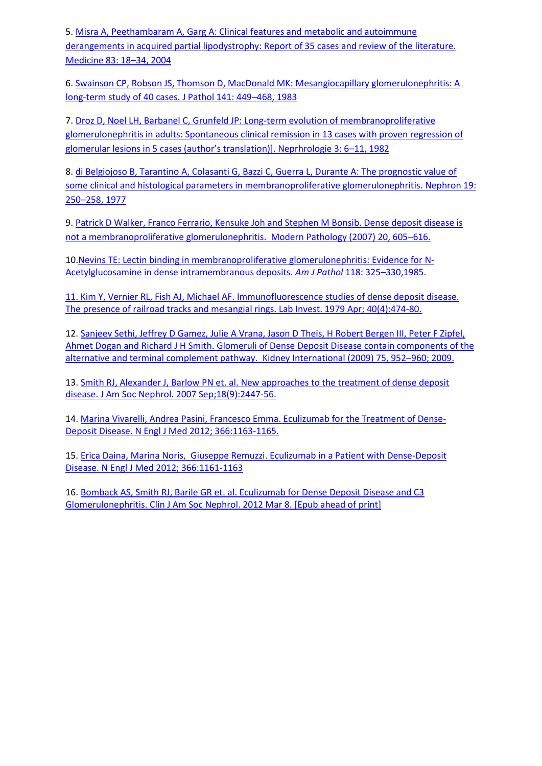5. Misra A, Peethambaram A, Garg A: Clinical features and metabolic and autoimmune derangements in acquired partial lipodystrophy: Report of 35 cases and review of the literature. Medicine 83: 18–34, 2004

6. Swainson CP, Robson JS, Thomson D, MacDonald MK: Mesangiocapillary glomerulonephritis: A long-term study of 40 cases. J Pathol 141: 449–468, 1983

7. Droz D, Noel LH, Barbanel C, Grunfeld JP: Long-term evolution of membranoproliferative glomerulonephritis in adults: Spontaneous clinical remission in 13 cases with proven regression of glomerular lesions in 5 cases (author's translation)]. Neprhrologie 3: 6–11, 1982

8. di Belgiojoso B, Tarantino A, Colasanti G, Bazzi C, Guerra L, Durante A: The prognostic value of some clinical and histological parameters in membranoproliferative glomerulonephritis. Nephron 19: 250–258, 1977

9. Patrick D Walker, Franco Ferrario, Kensuke Joh and Stephen M Bonsib. Dense deposit disease is not a membranoproliferative glomerulonephritis. Modern Pathology (2007) 20, 605–616.

10. Nevins TE: Lectin binding in membranoproliferative glomerulonephritis: Evidence for N-Acetylglucosamine in dense intramembranous deposits. *Am J Pathol* 118: 325–330,1985.

11. Kim Y, Vernier RL, Fish AJ, Michael AF. Immunofluorescence studies of dense deposit disease. The presence of railroad tracks and mesangial rings. Lab Invest. 1979 Apr; 40(4):474-80.

12. Sanjeev Sethi, Jeffrey D Gamez, Julie A Vrana, Jason D Theis, H Robert Bergen III, Peter F Zipfel, Ahmet Dogan and Richard J H Smith. Glomeruli of Dense Deposit Disease contain components of the alternative and terminal complement pathway. Kidney International (2009) 75, 952–960; 2009.

13. Smith RJ, Alexander J, Barlow PN et. al. New approaches to the treatment of dense deposit disease. J Am Soc Nephrol. 2007 Sep;18(9):2447-56.

14. Marina Vivarelli, Andrea Pasini, Francesco Emma. Eculizumab for the Treatment of Dense-Deposit Disease. N Engl J Med 2012; 366:1163-1165.

15. Erica Daina, Marina Noris, Giuseppe Remuzzi. Eculizumab in a Patient with Dense-Deposit Disease. N Engl J Med 2012; 366:1161-1163

16. Bomback AS, Smith RJ, Barile GR et. al. Eculizumab for Dense Deposit Disease and C3 Glomerulonephritis. Clin J Am Soc Nephrol. 2012 Mar 8. [Epub ahead of print]